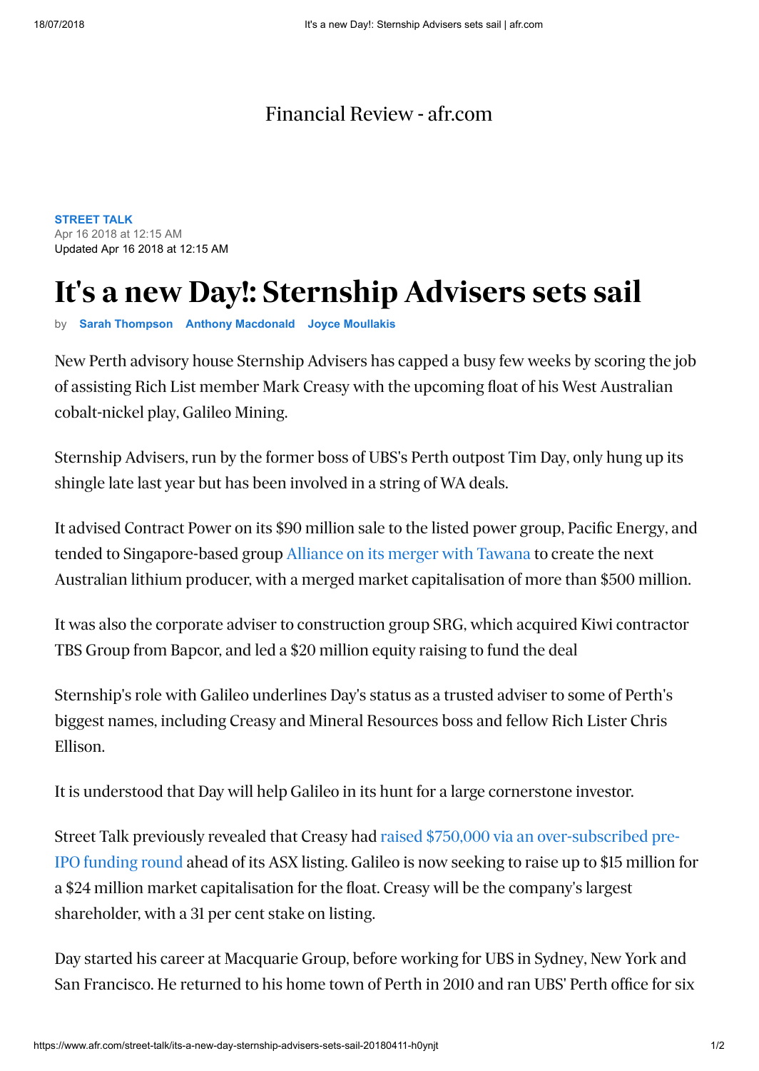Financial Review - afr.com

**STREET TALK**
Apr 16 2018 at 12:15 AM
Updated Apr 16 2018 at 12:15 AM

# It's a new Day!: Sternship Advisers sets sail

by **Sarah Thompson** **Anthony Macdonald** **Joyce Moullakis**

New Perth advisory house Sternship Advisers has capped a busy few weeks by scoring the job of assisting Rich List member Mark Creasy with the upcoming float of his West Australian cobalt-nickel play, Galileo Mining.

Sternship Advisers, run by the former boss of UBS's Perth outpost Tim Day, only hung up its shingle late last year but has been involved in a string of WA deals.

It advised Contract Power on its $90 million sale to the listed power group, Pacific Energy, and tended to Singapore-based group Alliance on its merger with Tawana to create the next Australian lithium producer, with a merged market capitalisation of more than $500 million.

It was also the corporate adviser to construction group SRG, which acquired Kiwi contractor TBS Group from Bapcor, and led a $20 million equity raising to fund the deal

Sternship's role with Galileo underlines Day's status as a trusted adviser to some of Perth's biggest names, including Creasy and Mineral Resources boss and fellow Rich Lister Chris Ellison.

It is understood that Day will help Galileo in its hunt for a large cornerstone investor.

Street Talk previously revealed that Creasy had raised $750,000 via an over-subscribed pre-IPO funding round ahead of its ASX listing. Galileo is now seeking to raise up to $15 million for a $24 million market capitalisation for the float. Creasy will be the company's largest shareholder, with a 31 per cent stake on listing.

Day started his career at Macquarie Group, before working for UBS in Sydney, New York and San Francisco. He returned to his home town of Perth in 2010 and ran UBS' Perth office for six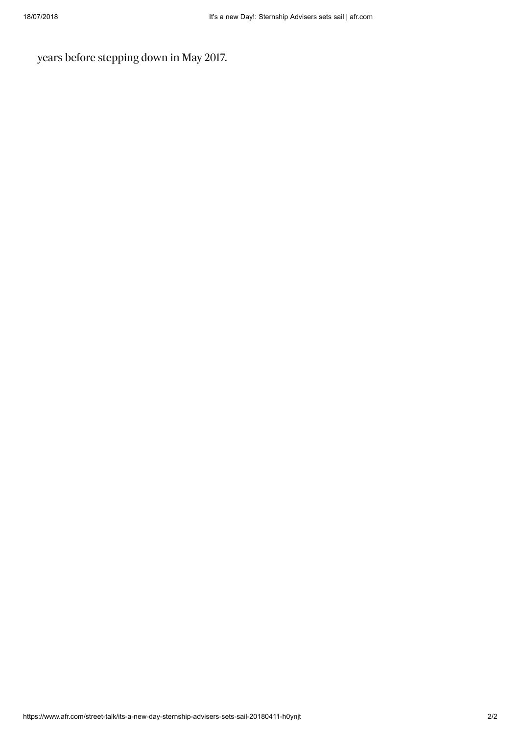years before stepping down in May 2017.